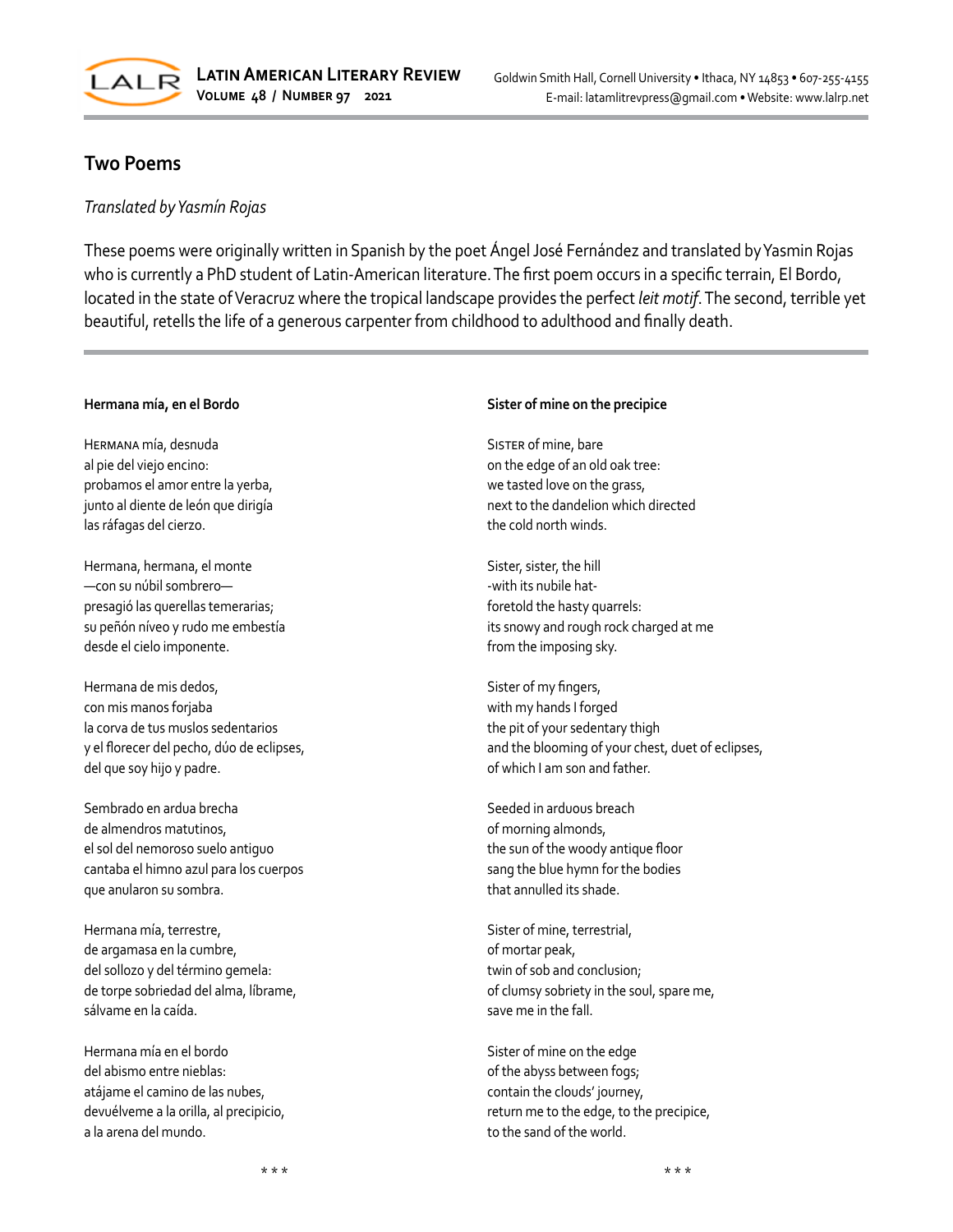## Two Poems

*Translated by Yasmín Rojas*

These poems were originally written in Spanish by the poet Ángel José Fernández and translated by Yasmin Rojas who is currently a PhD student of Latin-American literature. The first poem occurs in a specific terrain, El Bordo, located in the state of Veracruz where the tropical landscape provides the perfect *leit motif*. The second, terrible yet beautiful, retells the life of a generous carpenter from childhood to adulthood and finally death.

---

### Hermana mía, en el Bordo

HERMANA mía, desnuda
al pie del viejo encino:
probamos el amor entre la yerba,
junto al diente de león que dirigía
las ráfagas del cierzo.

Hermana, hermana, el monte
—con su núbil sombrero—
presagió las querellas temerarias;
su peñón níveo y rudo me embestía
desde el cielo imponente.

Hermana de mis dedos,
con mis manos forjaba
la corva de tus muslos sedentarios
y el florecer del pecho, dúo de eclipses,
del que soy hijo y padre.

Sembrado en ardua brecha
de almendros matutinos,
el sol del nemoroso suelo antiguo
cantaba el himno azul para los cuerpos
que anularon su sombra.

Hermana mía, terrestre,
de argamasa en la cumbre,
del sollozo y del término gemela:
de torpe sobriedad del alma, líbrame,
sálvame en la caída.

Hermana mía en el bordo
del abismo entre nieblas:
atájame el camino de las nubes,
devuélveme a la orilla, al precipicio,
a la arena del mundo.

\* \* \*

### Sister of mine on the precipice

SISTER of mine, bare
on the edge of an old oak tree:
we tasted love on the grass,
next to the dandelion which directed
the cold north winds.

Sister, sister, the hill
-with its nubile hat-
foretold the hasty quarrels:
its snowy and rough rock charged at me
from the imposing sky.

Sister of my fingers,
with my hands I forged
the pit of your sedentary thigh
and the blooming of your chest, duet of eclipses,
of which I am son and father.

Seeded in arduous breach
of morning almonds,
the sun of the woody antique floor
sang the blue hymn for the bodies
that annulled its shade.

Sister of mine, terrestrial,
of mortar peak,
twin of sob and conclusion;
of clumsy sobriety in the soul, spare me,
save me in the fall.

Sister of mine on the edge
of the abyss between fogs;
contain the clouds' journey,
return me to the edge, to the precipice,
to the sand of the world.

\* \* \*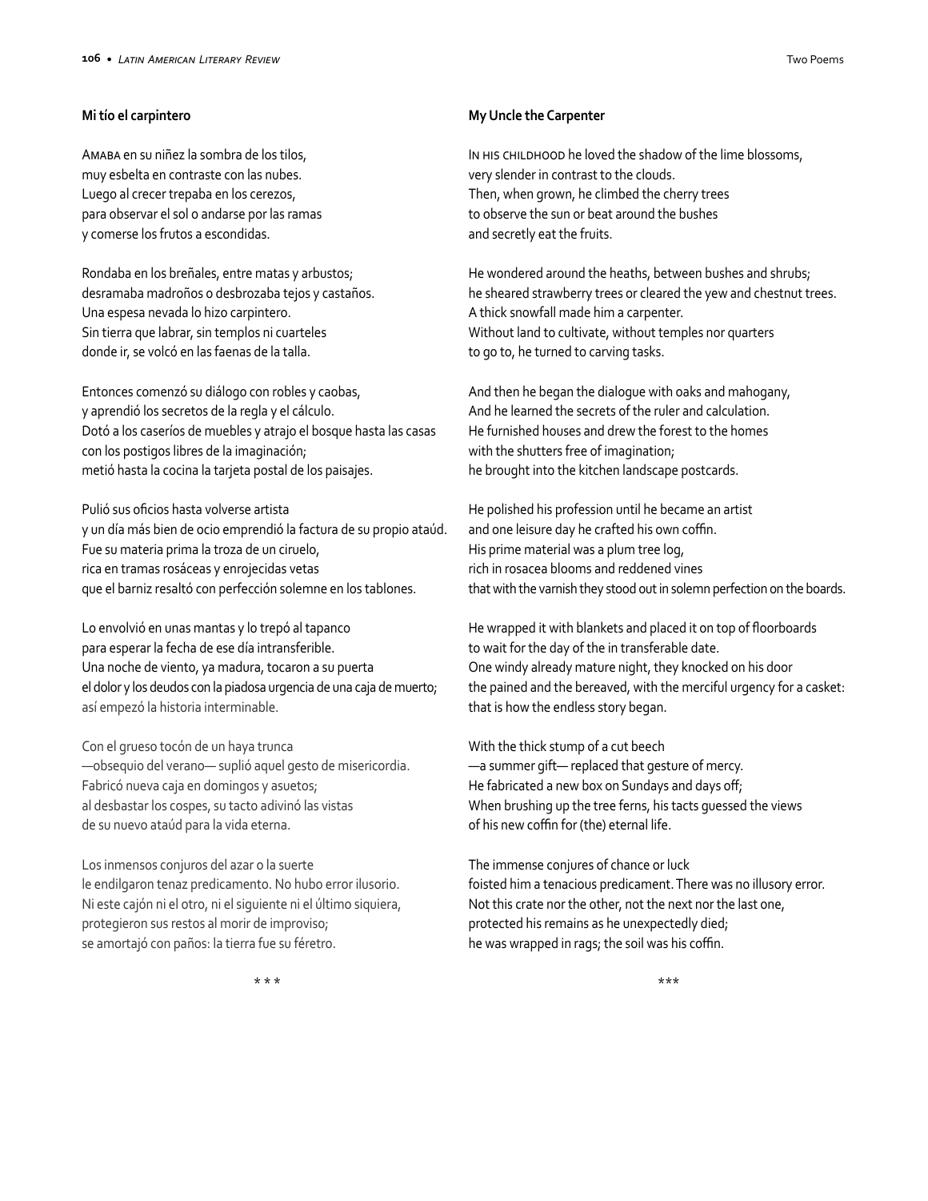### Mi tío el carpintero

Amaba en su niñez la sombra de los tilos,
muy esbelta en contraste con las nubes.
Luego al crecer trepaba en los cerezos,
para observar el sol o andarse por las ramas
y comerse los frutos a escondidas.

Rondaba en los breñales, entre matas y arbustos;
desramaba madroños o desbrozaba tejos y castaños.
Una espesa nevada lo hizo carpintero.
Sin tierra que labrar, sin templos ni cuarteles
donde ir, se volcó en las faenas de la talla.

Entonces comenzó su diálogo con robles y caobas,
y aprendió los secretos de la regla y el cálculo.
Dotó a los caseríos de muebles y atrajo el bosque hasta las casas
con los postigos libres de la imaginación;
metió hasta la cocina la tarjeta postal de los paisajes.

Pulió sus oficios hasta volverse artista
y un día más bien de ocio emprendió la factura de su propio ataúd.
Fue su materia prima la troza de un ciruelo,
rica en tramas rosáceas y enrojecidas vetas
que el barniz resaltó con perfección solemne en los tablones.

Lo envolvió en unas mantas y lo trepó al tapanco
para esperar la fecha de ese día intransferible.
Una noche de viento, ya madura, tocaron a su puerta
el dolor y los deudos con la piadosa urgencia de una caja de muerto;
así empezó la historia interminable.

Con el grueso tocón de un haya trunca
—obsequio del verano— suplió aquel gesto de misericordia.
Fabricó nueva caja en domingos y asuetos;
al desbastar los cospes, su tacto adivinó las vistas
de su nuevo ataúd para la vida eterna.

Los inmensos conjuros del azar o la suerte
le endilgaron tenaz predicamento. No hubo error ilusorio.
Ni este cajón ni el otro, ni el siguiente ni el último siquiera,
protegieron sus restos al morir de improviso;
se amortajó con paños: la tierra fue su féretro.

\* \* \*

### My Uncle the Carpenter

In his childhood he loved the shadow of the lime blossoms,
very slender in contrast to the clouds.
Then, when grown, he climbed the cherry trees
to observe the sun or beat around the bushes
and secretly eat the fruits.

He wondered around the heaths, between bushes and shrubs;
he sheared strawberry trees or cleared the yew and chestnut trees.
A thick snowfall made him a carpenter.
Without land to cultivate, without temples nor quarters
to go to, he turned to carving tasks.

And then he began the dialogue with oaks and mahogany,
And he learned the secrets of the ruler and calculation.
He furnished houses and drew the forest to the homes
with the shutters free of imagination;
he brought into the kitchen landscape postcards.

He polished his profession until he became an artist
and one leisure day he crafted his own coffin.
His prime material was a plum tree log,
rich in rosacea blooms and reddened vines
that with the varnish they stood out in solemn perfection on the boards.

He wrapped it with blankets and placed it on top of floorboards
to wait for the day of the in transferable date.
One windy already mature night, they knocked on his door
the pained and the bereaved, with the merciful urgency for a casket:
that is how the endless story began.

With the thick stump of a cut beech
—a summer gift— replaced that gesture of mercy.
He fabricated a new box on Sundays and days off;
When brushing up the tree ferns, his tacts guessed the views
of his new coffin for (the) eternal life.

The immense conjures of chance or luck
foisted him a tenacious predicament. There was no illusory error.
Not this crate nor the other, not the next nor the last one,
protected his remains as he unexpectedly died;
he was wrapped in rags; the soil was his coffin.

\*\*\*